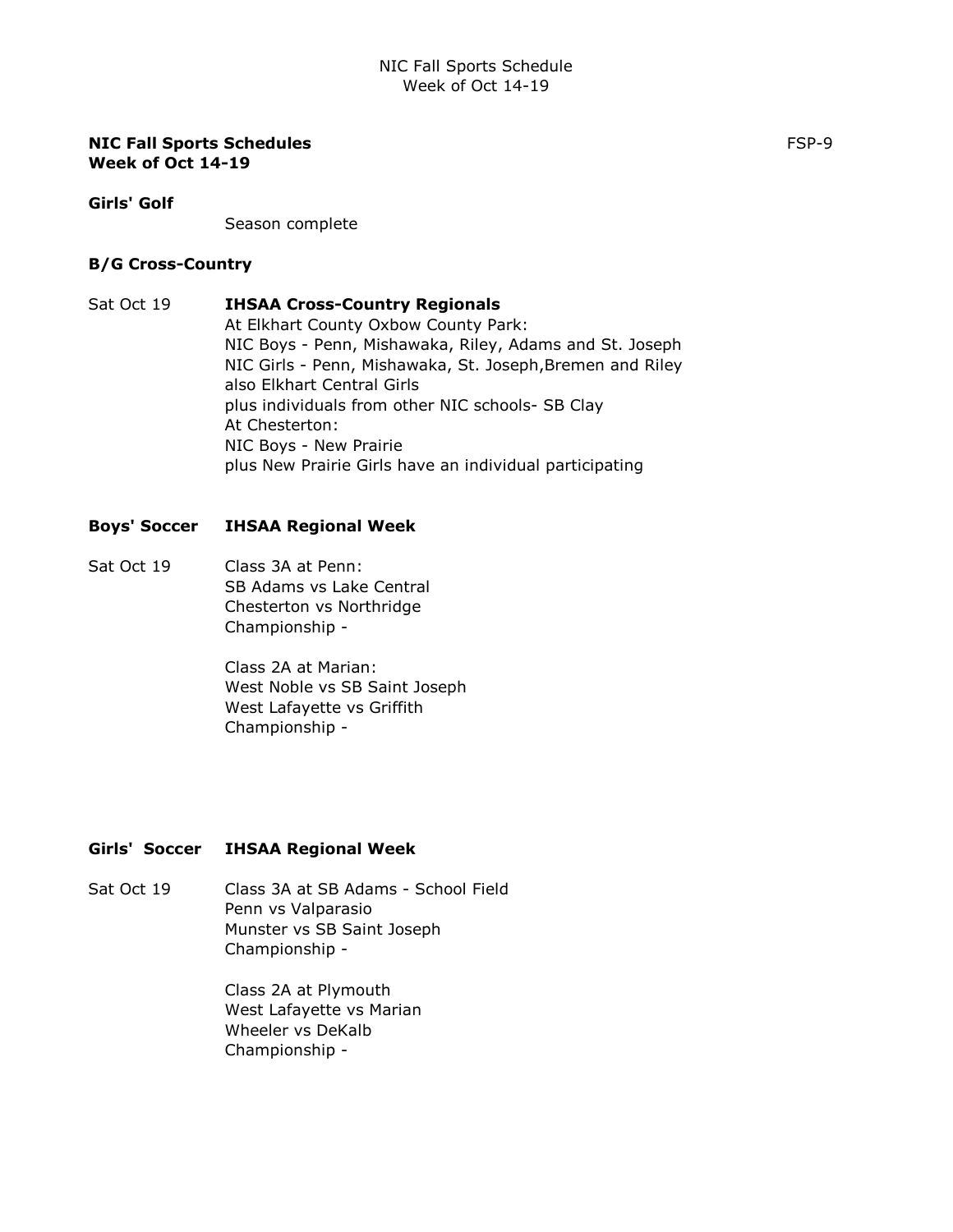**NIC Fall Sports Schedules**
**Week of Oct 14-19**

FSP-9

**Girls' Golf**

Season complete

**B/G Cross-Country**

Sat Oct 19 **IHSAA Cross-Country Regionals**
At Elkhart County Oxbow County Park:
NIC Boys - Penn, Mishawaka, Riley, Adams and St. Joseph
NIC Girls - Penn, Mishawaka, St. Joseph,Bremen and Riley
also Elkhart Central Girls
plus individuals from other NIC schools- SB Clay
At Chesterton:
NIC Boys - New Prairie
plus New Prairie Girls have an individual participating

**Boys' Soccer IHSAA Regional Week**

Sat Oct 19 Class 3A at Penn:
SB Adams vs Lake Central
Chesterton vs Northridge
Championship -

Class 2A at Marian:
West Noble vs SB Saint Joseph
West Lafayette vs Griffith
Championship -

**Girls' Soccer IHSAA Regional Week**

Sat Oct 19 Class 3A at SB Adams - School Field
Penn vs Valparasio
Munster vs SB Saint Joseph
Championship -

Class 2A at Plymouth
West Lafayette vs Marian
Wheeler vs DeKalb
Championship -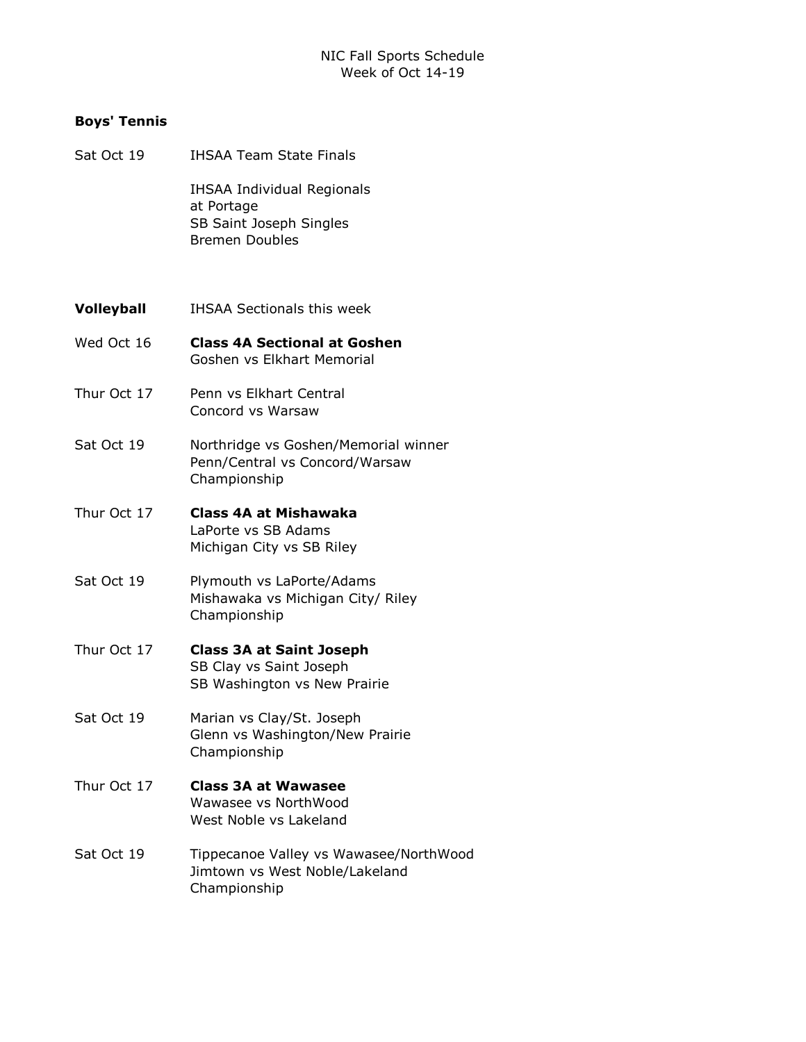NIC Fall Sports Schedule
Week of Oct 14-19

**Boys' Tennis**

Sat Oct 19 — IHSAA Team State Finals

IHSAA Individual Regionals
at Portage
SB Saint Joseph Singles
Bremen Doubles

**Volleyball** — IHSAA Sectionals this week

Wed Oct 16 — **Class 4A Sectional at Goshen**
Goshen vs Elkhart Memorial

Thur Oct 17 — Penn vs Elkhart Central
Concord vs Warsaw

Sat Oct 19 — Northridge vs Goshen/Memorial winner
Penn/Central vs Concord/Warsaw
Championship

Thur Oct 17 — **Class 4A at Mishawaka**
LaPorte vs SB Adams
Michigan City vs SB Riley

Sat Oct 19 — Plymouth vs LaPorte/Adams
Mishawaka vs Michigan City/ Riley
Championship

Thur Oct 17 — **Class 3A at Saint Joseph**
SB Clay vs Saint Joseph
SB Washington vs New Prairie

Sat Oct 19 — Marian vs Clay/St. Joseph
Glenn vs Washington/New Prairie
Championship

Thur Oct 17 — **Class 3A at Wawasee**
Wawasee vs NorthWood
West Noble vs Lakeland

Sat Oct 19 — Tippecanoe Valley vs Wawasee/NorthWood
Jimtown vs West Noble/Lakeland
Championship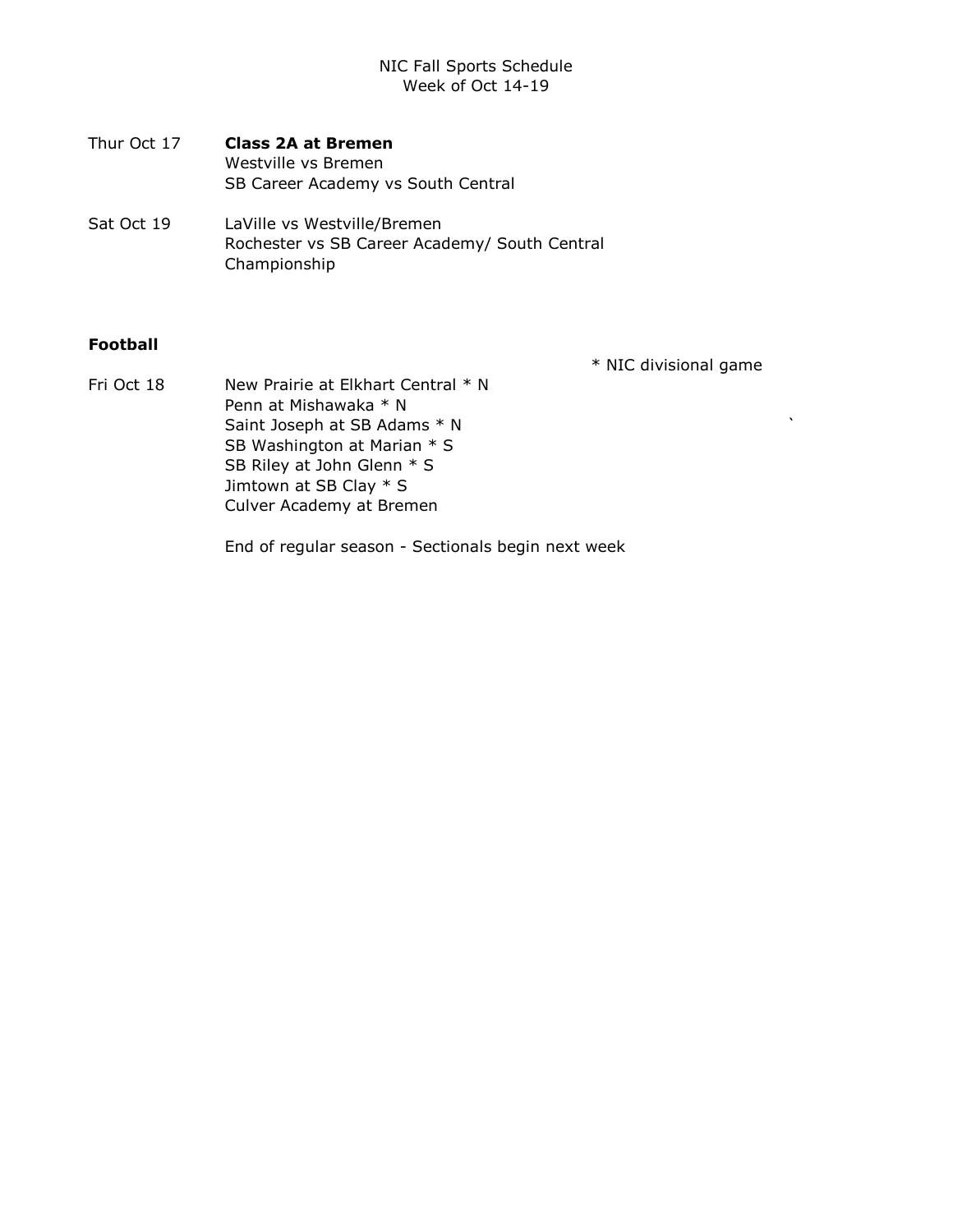NIC Fall Sports Schedule
Week of Oct 14-19

Thur Oct 17 **Class 2A at Bremen**
Westville vs Bremen
SB Career Academy vs South Central

Sat Oct 19 LaVille vs Westville/Bremen
Rochester vs SB Career Academy/ South Central
Championship

**Football**

\* NIC divisional game

Fri Oct 18 New Prairie at Elkhart Central * N
Penn at Mishawaka * N
Saint Joseph at SB Adams * N
SB Washington at Marian * S
SB Riley at John Glenn * S
Jimtown at SB Clay * S
Culver Academy at Bremen

End of regular season - Sectionals begin next week